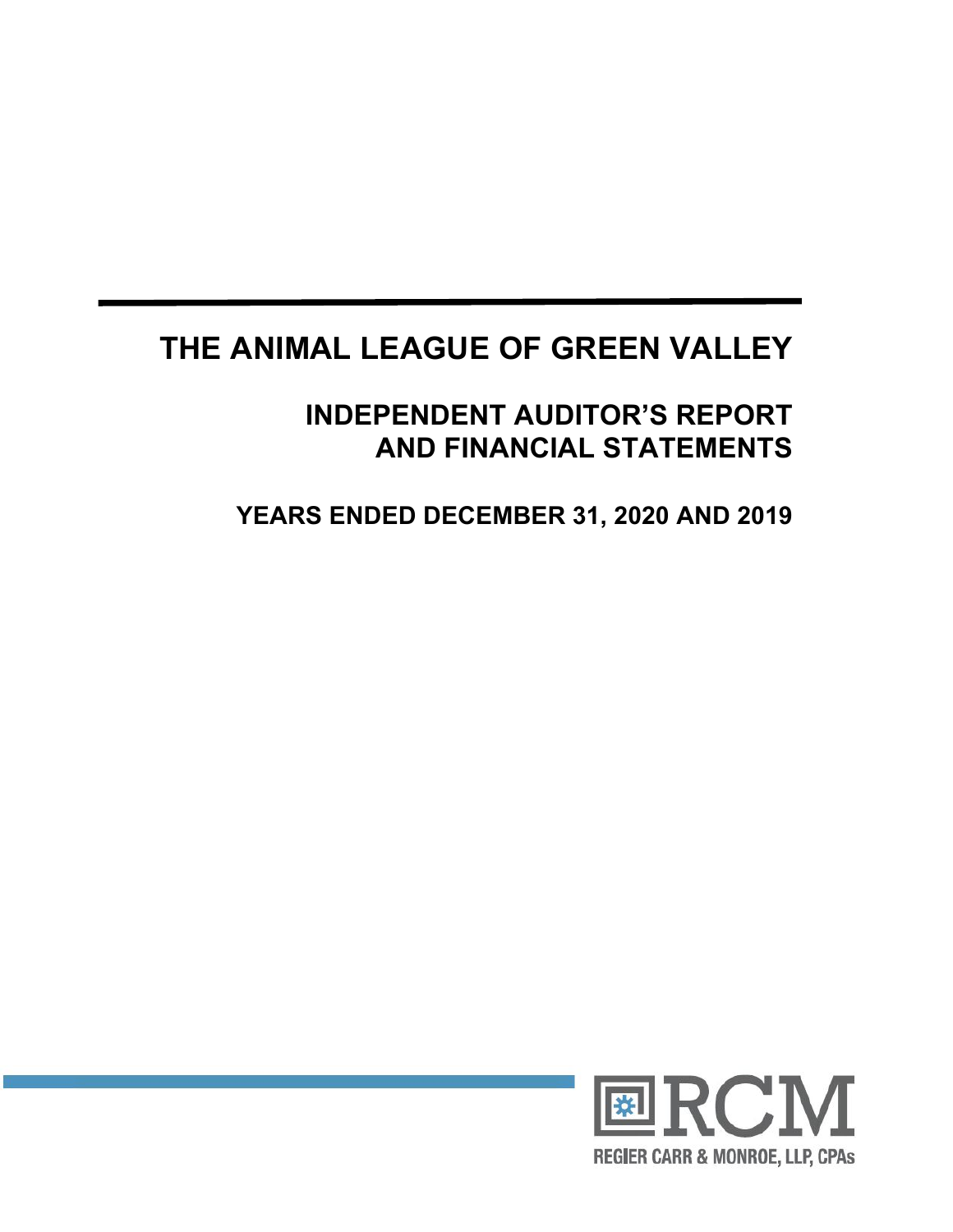# THE ANIMAL LEAGUE OF GREEN VALLEY

## INDEPENDENT AUDITOR'S REPORT AND FINANCIAL STATEMENTS

## YEARS ENDED DECEMBER 31, 2020 AND 2019

RCM

REGIER CARR & MONROE, LLP, CPAs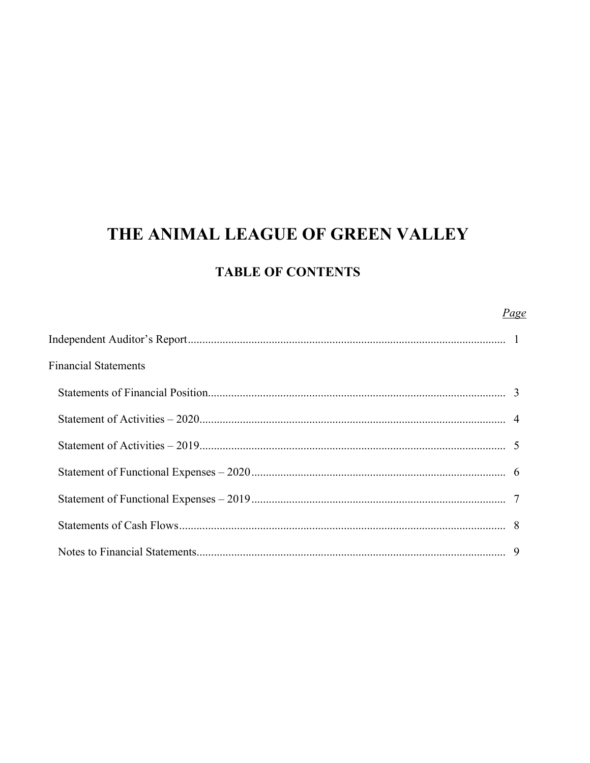# THE ANIMAL LEAGUE OF GREEN VALLEY

## TABLE OF CONTENTS

| | *Page* |
|---|---|
| Independent Auditor's Report | 1 |
| Financial Statements | |
| Statements of Financial Position | 3 |
| Statement of Activities – 2020 | 4 |
| Statement of Activities – 2019 | 5 |
| Statement of Functional Expenses – 2020 | 6 |
| Statement of Functional Expenses – 2019 | 7 |
| Statements of Cash Flows | 8 |
| Notes to Financial Statements | 9 |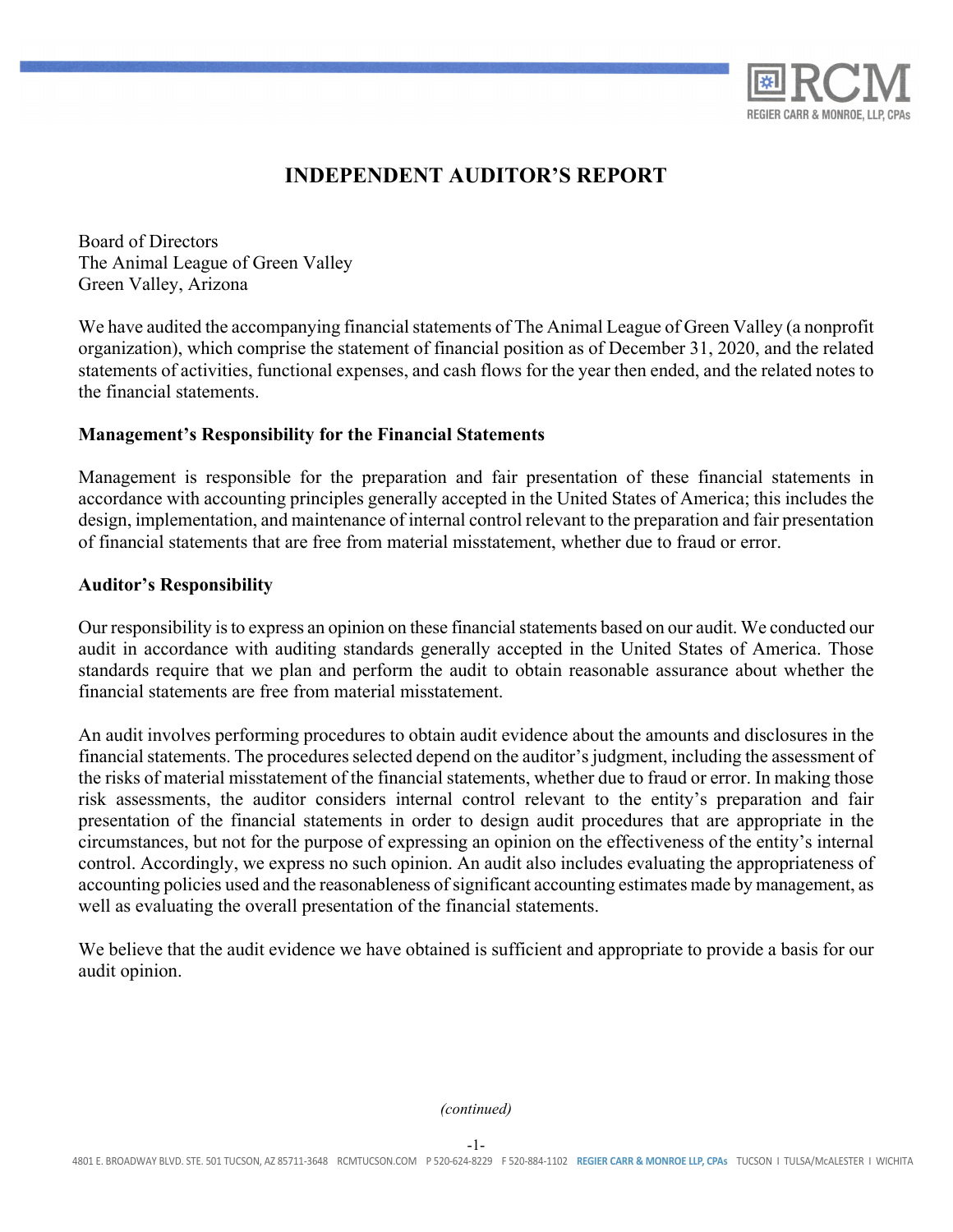# INDEPENDENT AUDITOR'S REPORT

Board of Directors
The Animal League of Green Valley
Green Valley, Arizona

We have audited the accompanying financial statements of The Animal League of Green Valley (a nonprofit organization), which comprise the statement of financial position as of December 31, 2020, and the related statements of activities, functional expenses, and cash flows for the year then ended, and the related notes to the financial statements.

## Management's Responsibility for the Financial Statements

Management is responsible for the preparation and fair presentation of these financial statements in accordance with accounting principles generally accepted in the United States of America; this includes the design, implementation, and maintenance of internal control relevant to the preparation and fair presentation of financial statements that are free from material misstatement, whether due to fraud or error.

## Auditor's Responsibility

Our responsibility is to express an opinion on these financial statements based on our audit. We conducted our audit in accordance with auditing standards generally accepted in the United States of America. Those standards require that we plan and perform the audit to obtain reasonable assurance about whether the financial statements are free from material misstatement.

An audit involves performing procedures to obtain audit evidence about the amounts and disclosures in the financial statements. The procedures selected depend on the auditor's judgment, including the assessment of the risks of material misstatement of the financial statements, whether due to fraud or error. In making those risk assessments, the auditor considers internal control relevant to the entity's preparation and fair presentation of the financial statements in order to design audit procedures that are appropriate in the circumstances, but not for the purpose of expressing an opinion on the effectiveness of the entity's internal control. Accordingly, we express no such opinion. An audit also includes evaluating the appropriateness of accounting policies used and the reasonableness of significant accounting estimates made by management, as well as evaluating the overall presentation of the financial statements.

We believe that the audit evidence we have obtained is sufficient and appropriate to provide a basis for our audit opinion.

*(continued)*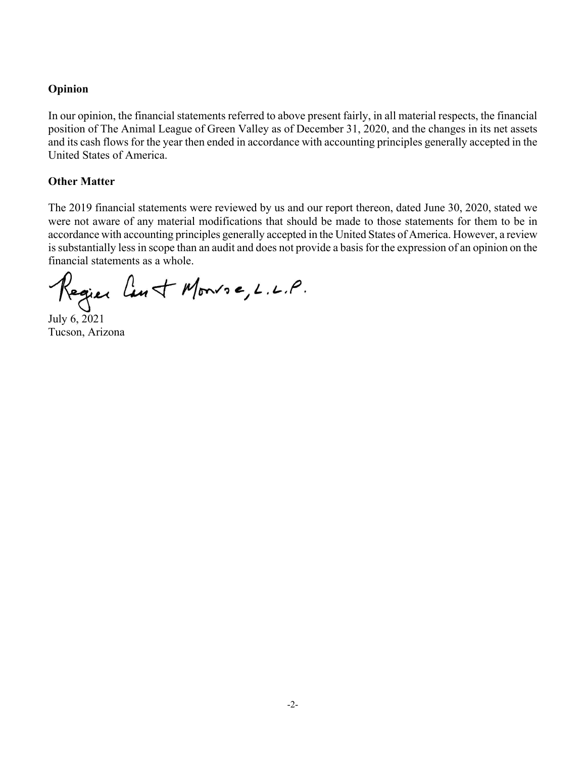**Opinion**

In our opinion, the financial statements referred to above present fairly, in all material respects, the financial position of The Animal League of Green Valley as of December 31, 2020, and the changes in its net assets and its cash flows for the year then ended in accordance with accounting principles generally accepted in the United States of America.

**Other Matter**

The 2019 financial statements were reviewed by us and our report thereon, dated June 30, 2020, stated we were not aware of any material modifications that should be made to those statements for them to be in accordance with accounting principles generally accepted in the United States of America. However, a review is substantially less in scope than an audit and does not provide a basis for the expression of an opinion on the financial statements as a whole.

Regier Carr & Monroe, L.L.P.

July 6, 2021
Tucson, Arizona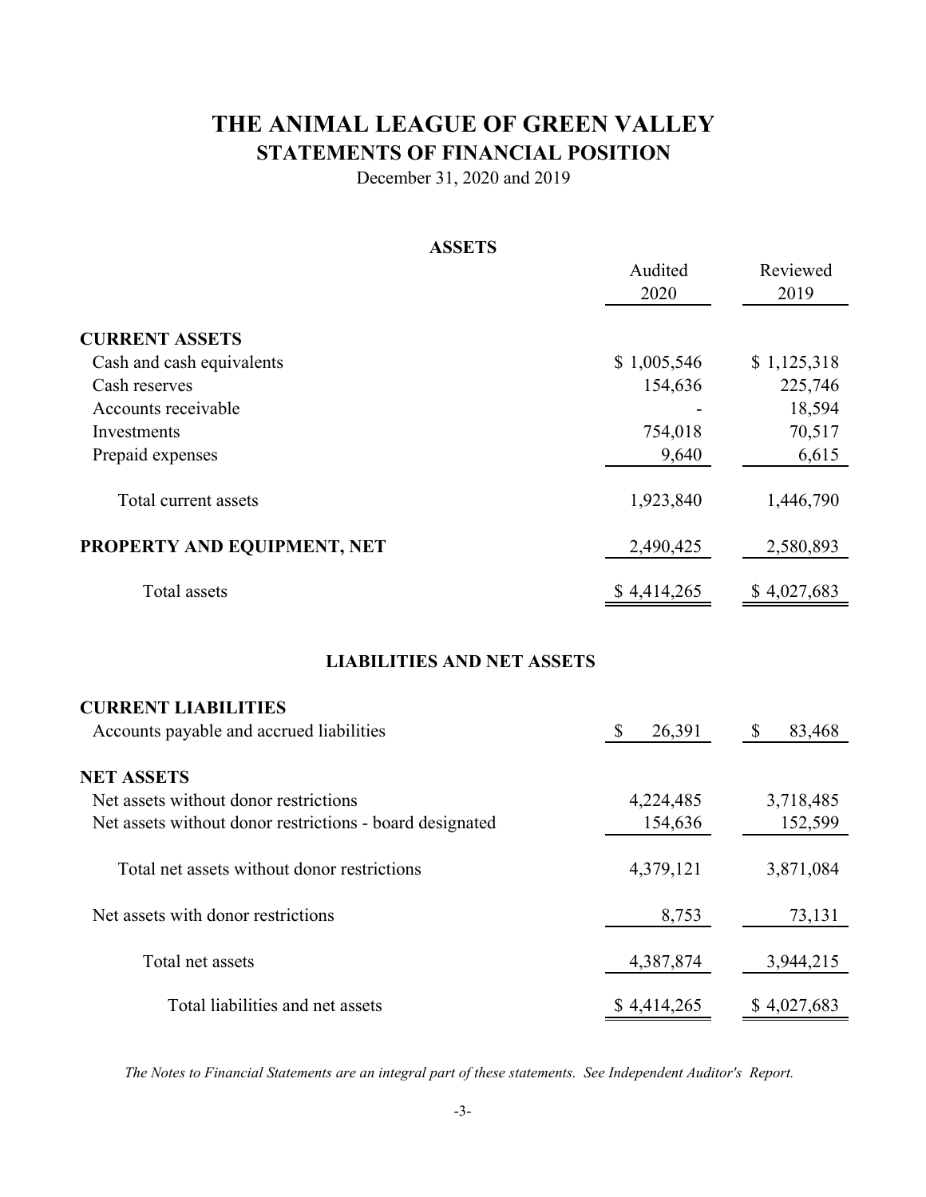# THE ANIMAL LEAGUE OF GREEN VALLEY

## STATEMENTS OF FINANCIAL POSITION

December 31, 2020 and 2019

### ASSETS

| | Audited 2020 | Reviewed 2019 |
|---|---|---|
| **CURRENT ASSETS** | | |
| Cash and cash equivalents | $ 1,005,546 | $ 1,125,318 |
| Cash reserves | 154,636 | 225,746 |
| Accounts receivable | - | 18,594 |
| Investments | 754,018 | 70,517 |
| Prepaid expenses | 9,640 | 6,615 |
| Total current assets | 1,923,840 | 1,446,790 |
| **PROPERTY AND EQUIPMENT, NET** | 2,490,425 | 2,580,893 |
| Total assets | $ 4,414,265 | $ 4,027,683 |

### LIABILITIES AND NET ASSETS

| | Audited 2020 | Reviewed 2019 |
|---|---|---|
| **CURRENT LIABILITIES** | | |
| Accounts payable and accrued liabilities | $ 26,391 | $ 83,468 |
| **NET ASSETS** | | |
| Net assets without donor restrictions | 4,224,485 | 3,718,485 |
| Net assets without donor restrictions - board designated | 154,636 | 152,599 |
| Total net assets without donor restrictions | 4,379,121 | 3,871,084 |
| Net assets with donor restrictions | 8,753 | 73,131 |
| Total net assets | 4,387,874 | 3,944,215 |
| Total liabilities and net assets | $ 4,414,265 | $ 4,027,683 |

*The Notes to Financial Statements are an integral part of these statements. See Independent Auditor's Report.*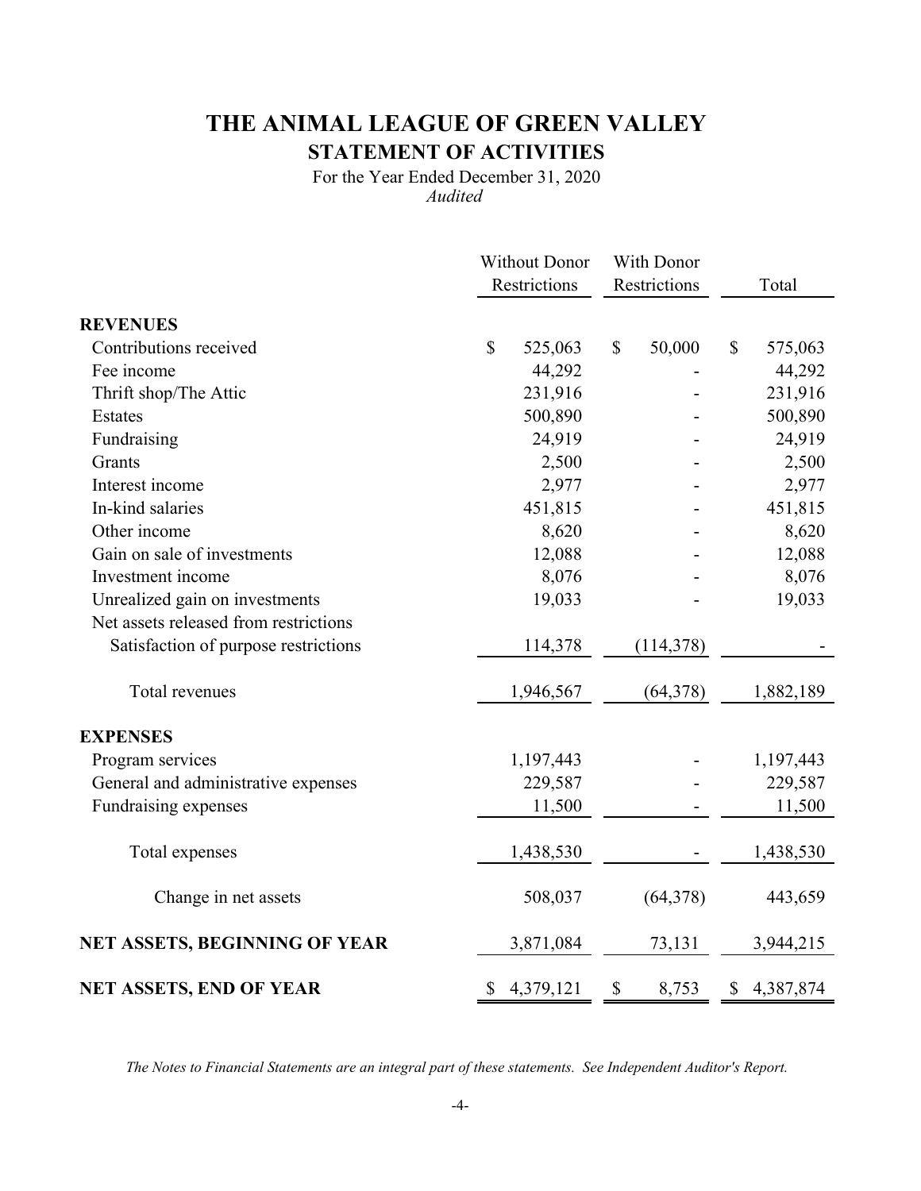# THE ANIMAL LEAGUE OF GREEN VALLEY

## STATEMENT OF ACTIVITIES

For the Year Ended December 31, 2020

*Audited*

| | Without Donor Restrictions | With Donor Restrictions | Total |
|---|---|---|---|
| **REVENUES** | | | |
| Contributions received | $ 525,063 | $ 50,000 | $ 575,063 |
| Fee income | 44,292 | - | 44,292 |
| Thrift shop/The Attic | 231,916 | - | 231,916 |
| Estates | 500,890 | - | 500,890 |
| Fundraising | 24,919 | - | 24,919 |
| Grants | 2,500 | - | 2,500 |
| Interest income | 2,977 | - | 2,977 |
| In-kind salaries | 451,815 | - | 451,815 |
| Other income | 8,620 | - | 8,620 |
| Gain on sale of investments | 12,088 | - | 12,088 |
| Investment income | 8,076 | - | 8,076 |
| Unrealized gain on investments | 19,033 | - | 19,033 |
| Net assets released from restrictions | | | |
| Satisfaction of purpose restrictions | 114,378 | (114,378) | - |
| Total revenues | 1,946,567 | (64,378) | 1,882,189 |
| **EXPENSES** | | | |
| Program services | 1,197,443 | - | 1,197,443 |
| General and administrative expenses | 229,587 | - | 229,587 |
| Fundraising expenses | 11,500 | - | 11,500 |
| Total expenses | 1,438,530 | - | 1,438,530 |
| Change in net assets | 508,037 | (64,378) | 443,659 |
| **NET ASSETS, BEGINNING OF YEAR** | 3,871,084 | 73,131 | 3,944,215 |
| **NET ASSETS, END OF YEAR** | $ 4,379,121 | $ 8,753 | $ 4,387,874 |

*The Notes to Financial Statements are an integral part of these statements. See Independent Auditor's Report.*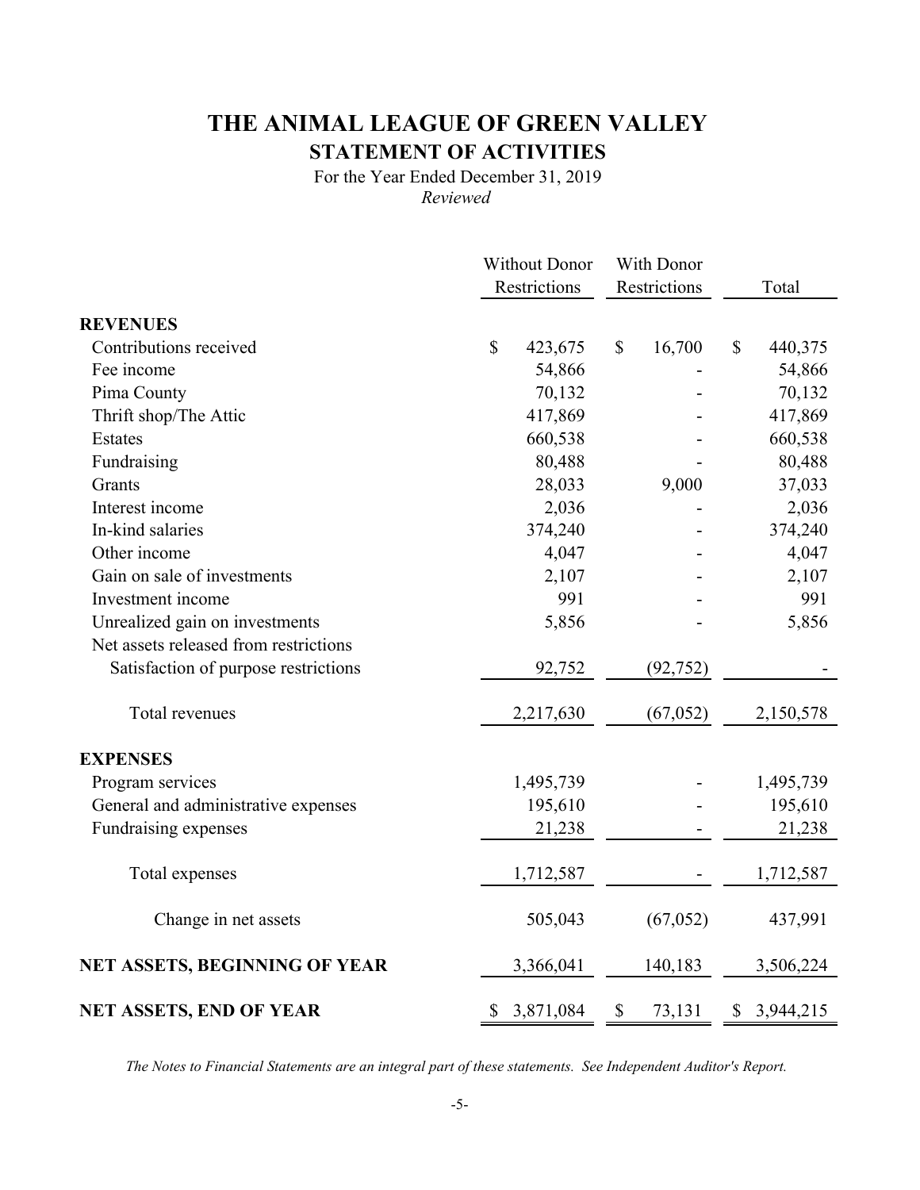# THE ANIMAL LEAGUE OF GREEN VALLEY

## STATEMENT OF ACTIVITIES

For the Year Ended December 31, 2019

*Reviewed*

| | Without Donor Restrictions | With Donor Restrictions | Total |
|---|---|---|---|
| **REVENUES** | | | |
| Contributions received | $ 423,675 | $ 16,700 | $ 440,375 |
| Fee income | 54,866 | - | 54,866 |
| Pima County | 70,132 | - | 70,132 |
| Thrift shop/The Attic | 417,869 | - | 417,869 |
| Estates | 660,538 | - | 660,538 |
| Fundraising | 80,488 | - | 80,488 |
| Grants | 28,033 | 9,000 | 37,033 |
| Interest income | 2,036 | - | 2,036 |
| In-kind salaries | 374,240 | - | 374,240 |
| Other income | 4,047 | - | 4,047 |
| Gain on sale of investments | 2,107 | - | 2,107 |
| Investment income | 991 | - | 991 |
| Unrealized gain on investments | 5,856 | - | 5,856 |
| Net assets released from restrictions | | | |
| Satisfaction of purpose restrictions | 92,752 | (92,752) | - |
| Total revenues | 2,217,630 | (67,052) | 2,150,578 |
| **EXPENSES** | | | |
| Program services | 1,495,739 | - | 1,495,739 |
| General and administrative expenses | 195,610 | - | 195,610 |
| Fundraising expenses | 21,238 | - | 21,238 |
| Total expenses | 1,712,587 | - | 1,712,587 |
| Change in net assets | 505,043 | (67,052) | 437,991 |
| **NET ASSETS, BEGINNING OF YEAR** | 3,366,041 | 140,183 | 3,506,224 |
| **NET ASSETS, END OF YEAR** | $ 3,871,084 | $ 73,131 | $ 3,944,215 |

*The Notes to Financial Statements are an integral part of these statements. See Independent Auditor's Report.*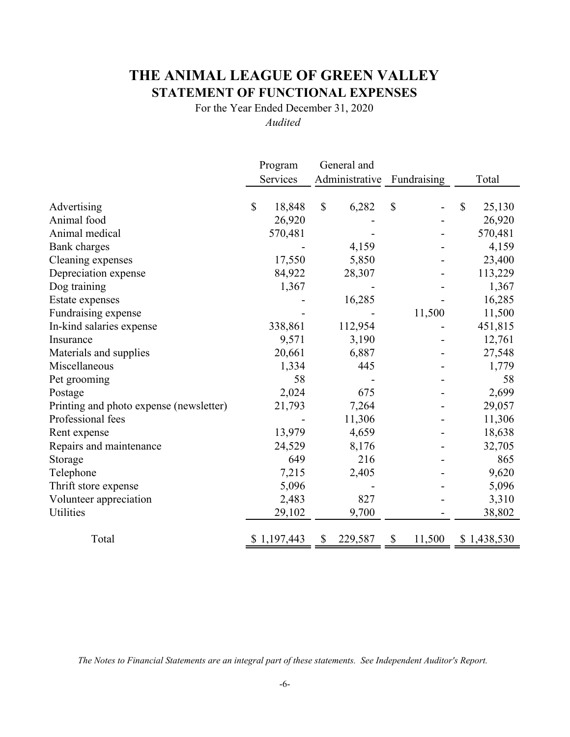# THE ANIMAL LEAGUE OF GREEN VALLEY

## STATEMENT OF FUNCTIONAL EXPENSES

For the Year Ended December 31, 2020

*Audited*

| | Program Services | General and Administrative | Fundraising | Total |
|---|---|---|---|---|
| Advertising | $ 18,848 | $ 6,282 | $ - | $ 25,130 |
| Animal food | 26,920 | - | - | 26,920 |
| Animal medical | 570,481 | - | - | 570,481 |
| Bank charges | - | 4,159 | - | 4,159 |
| Cleaning expenses | 17,550 | 5,850 | - | 23,400 |
| Depreciation expense | 84,922 | 28,307 | - | 113,229 |
| Dog training | 1,367 | - | - | 1,367 |
| Estate expenses | - | 16,285 | - | 16,285 |
| Fundraising expense | - | - | 11,500 | 11,500 |
| In-kind salaries expense | 338,861 | 112,954 | - | 451,815 |
| Insurance | 9,571 | 3,190 | - | 12,761 |
| Materials and supplies | 20,661 | 6,887 | - | 27,548 |
| Miscellaneous | 1,334 | 445 | - | 1,779 |
| Pet grooming | 58 | - | - | 58 |
| Postage | 2,024 | 675 | - | 2,699 |
| Printing and photo expense (newsletter) | 21,793 | 7,264 | - | 29,057 |
| Professional fees | - | 11,306 | - | 11,306 |
| Rent expense | 13,979 | 4,659 | - | 18,638 |
| Repairs and maintenance | 24,529 | 8,176 | - | 32,705 |
| Storage | 649 | 216 | - | 865 |
| Telephone | 7,215 | 2,405 | - | 9,620 |
| Thrift store expense | 5,096 | - | - | 5,096 |
| Volunteer appreciation | 2,483 | 827 | - | 3,310 |
| Utilities | 29,102 | 9,700 | - | 38,802 |
| Total | $ 1,197,443 | $ 229,587 | $ 11,500 | $ 1,438,530 |

*The Notes to Financial Statements are an integral part of these statements. See Independent Auditor's Report.*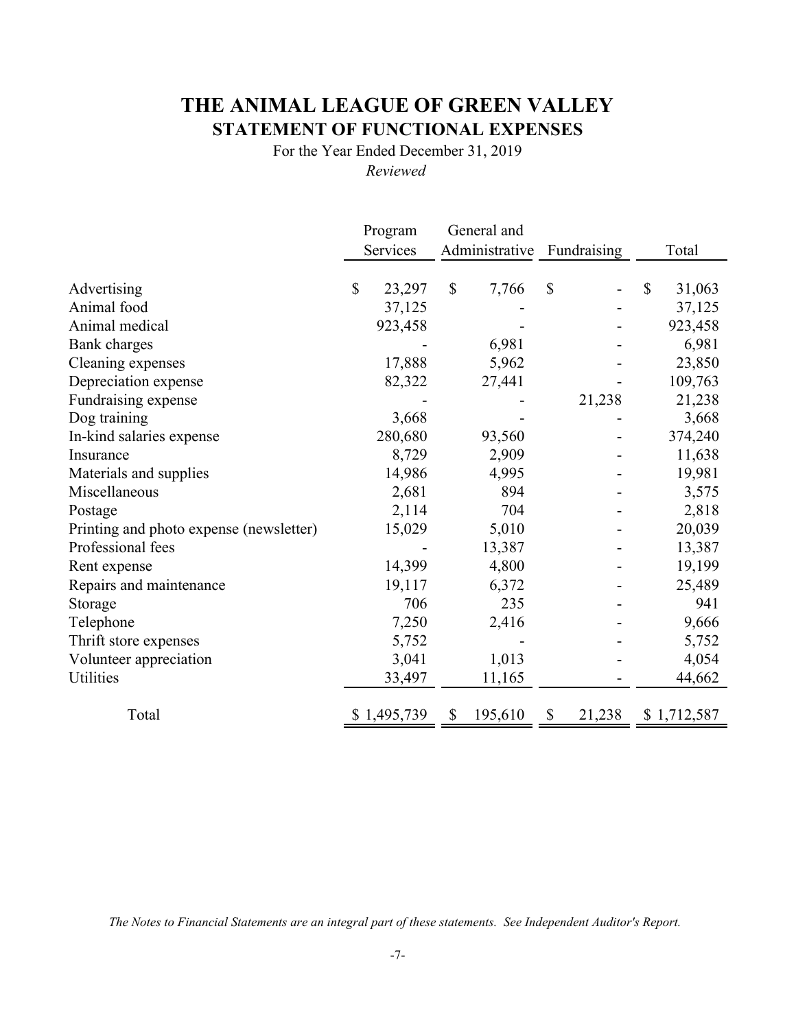# THE ANIMAL LEAGUE OF GREEN VALLEY
## STATEMENT OF FUNCTIONAL EXPENSES

For the Year Ended December 31, 2019

*Reviewed*

| | Program Services | General and Administrative | Fundraising | Total |
|---|---|---|---|---|
| Advertising | $ 23,297 | $ 7,766 | $ - | $ 31,063 |
| Animal food | 37,125 | - | - | 37,125 |
| Animal medical | 923,458 | - | - | 923,458 |
| Bank charges | - | 6,981 | - | 6,981 |
| Cleaning expenses | 17,888 | 5,962 | - | 23,850 |
| Depreciation expense | 82,322 | 27,441 | - | 109,763 |
| Fundraising expense | - | - | 21,238 | 21,238 |
| Dog training | 3,668 | - | - | 3,668 |
| In-kind salaries expense | 280,680 | 93,560 | - | 374,240 |
| Insurance | 8,729 | 2,909 | - | 11,638 |
| Materials and supplies | 14,986 | 4,995 | - | 19,981 |
| Miscellaneous | 2,681 | 894 | - | 3,575 |
| Postage | 2,114 | 704 | - | 2,818 |
| Printing and photo expense (newsletter) | 15,029 | 5,010 | - | 20,039 |
| Professional fees | - | 13,387 | - | 13,387 |
| Rent expense | 14,399 | 4,800 | - | 19,199 |
| Repairs and maintenance | 19,117 | 6,372 | - | 25,489 |
| Storage | 706 | 235 | - | 941 |
| Telephone | 7,250 | 2,416 | - | 9,666 |
| Thrift store expenses | 5,752 | - | - | 5,752 |
| Volunteer appreciation | 3,041 | 1,013 | - | 4,054 |
| Utilities | 33,497 | 11,165 | - | 44,662 |
| Total | $ 1,495,739 | $ 195,610 | $ 21,238 | $ 1,712,587 |

*The Notes to Financial Statements are an integral part of these statements. See Independent Auditor's Report.*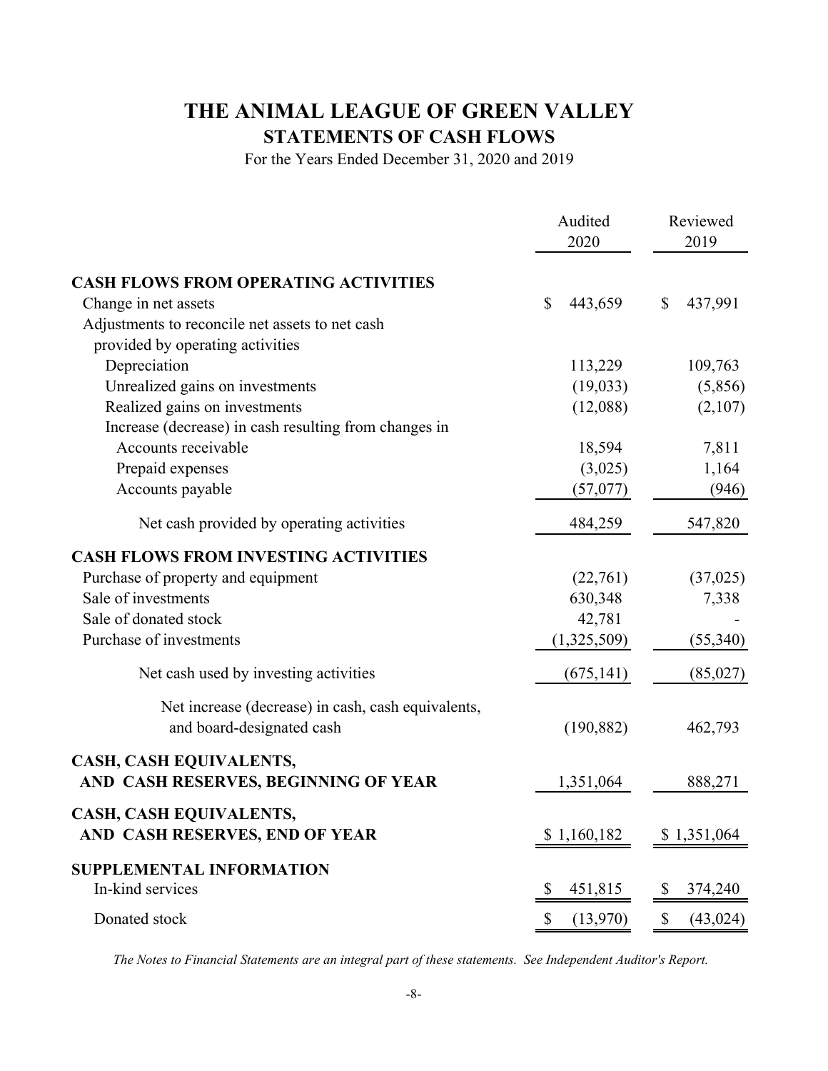# THE ANIMAL LEAGUE OF GREEN VALLEY

## STATEMENTS OF CASH FLOWS

For the Years Ended December 31, 2020 and 2019

| | Audited 2020 | Reviewed 2019 |
|---|---|---|
| **CASH FLOWS FROM OPERATING ACTIVITIES** | | |
| Change in net assets | $ 443,659 | $ 437,991 |
| Adjustments to reconcile net assets to net cash provided by operating activities | | |
| Depreciation | 113,229 | 109,763 |
| Unrealized gains on investments | (19,033) | (5,856) |
| Realized gains on investments | (12,088) | (2,107) |
| Increase (decrease) in cash resulting from changes in | | |
| Accounts receivable | 18,594 | 7,811 |
| Prepaid expenses | (3,025) | 1,164 |
| Accounts payable | (57,077) | (946) |
| Net cash provided by operating activities | 484,259 | 547,820 |
| **CASH FLOWS FROM INVESTING ACTIVITIES** | | |
| Purchase of property and equipment | (22,761) | (37,025) |
| Sale of investments | 630,348 | 7,338 |
| Sale of donated stock | 42,781 | - |
| Purchase of investments | (1,325,509) | (55,340) |
| Net cash used by investing activities | (675,141) | (85,027) |
| Net increase (decrease) in cash, cash equivalents, and board-designated cash | (190,882) | 462,793 |
| **CASH, CASH EQUIVALENTS, AND CASH RESERVES, BEGINNING OF YEAR** | 1,351,064 | 888,271 |
| **CASH, CASH EQUIVALENTS, AND CASH RESERVES, END OF YEAR** | $ 1,160,182 | $ 1,351,064 |
| **SUPPLEMENTAL INFORMATION** | | |
| In-kind services | $ 451,815 | $ 374,240 |
| Donated stock | $ (13,970) | $ (43,024) |

*The Notes to Financial Statements are an integral part of these statements. See Independent Auditor's Report.*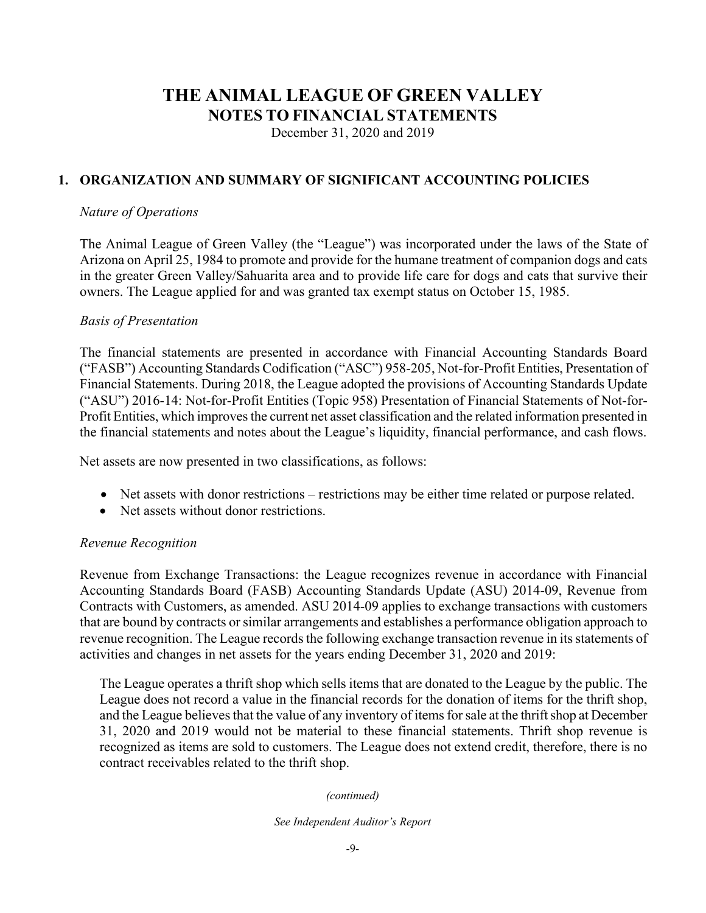# THE ANIMAL LEAGUE OF GREEN VALLEY
## NOTES TO FINANCIAL STATEMENTS
December 31, 2020 and 2019

### 1. ORGANIZATION AND SUMMARY OF SIGNIFICANT ACCOUNTING POLICIES

*Nature of Operations*

The Animal League of Green Valley (the "League") was incorporated under the laws of the State of Arizona on April 25, 1984 to promote and provide for the humane treatment of companion dogs and cats in the greater Green Valley/Sahuarita area and to provide life care for dogs and cats that survive their owners. The League applied for and was granted tax exempt status on October 15, 1985.

*Basis of Presentation*

The financial statements are presented in accordance with Financial Accounting Standards Board ("FASB") Accounting Standards Codification ("ASC") 958-205, Not-for-Profit Entities, Presentation of Financial Statements. During 2018, the League adopted the provisions of Accounting Standards Update ("ASU") 2016-14: Not-for-Profit Entities (Topic 958) Presentation of Financial Statements of Not-for-Profit Entities, which improves the current net asset classification and the related information presented in the financial statements and notes about the League's liquidity, financial performance, and cash flows.

Net assets are now presented in two classifications, as follows:

- Net assets with donor restrictions – restrictions may be either time related or purpose related.
- Net assets without donor restrictions.

*Revenue Recognition*

Revenue from Exchange Transactions: the League recognizes revenue in accordance with Financial Accounting Standards Board (FASB) Accounting Standards Update (ASU) 2014-09, Revenue from Contracts with Customers, as amended. ASU 2014-09 applies to exchange transactions with customers that are bound by contracts or similar arrangements and establishes a performance obligation approach to revenue recognition. The League records the following exchange transaction revenue in its statements of activities and changes in net assets for the years ending December 31, 2020 and 2019:

The League operates a thrift shop which sells items that are donated to the League by the public. The League does not record a value in the financial records for the donation of items for the thrift shop, and the League believes that the value of any inventory of items for sale at the thrift shop at December 31, 2020 and 2019 would not be material to these financial statements. Thrift shop revenue is recognized as items are sold to customers. The League does not extend credit, therefore, there is no contract receivables related to the thrift shop.

*(continued)*

*See Independent Auditor's Report*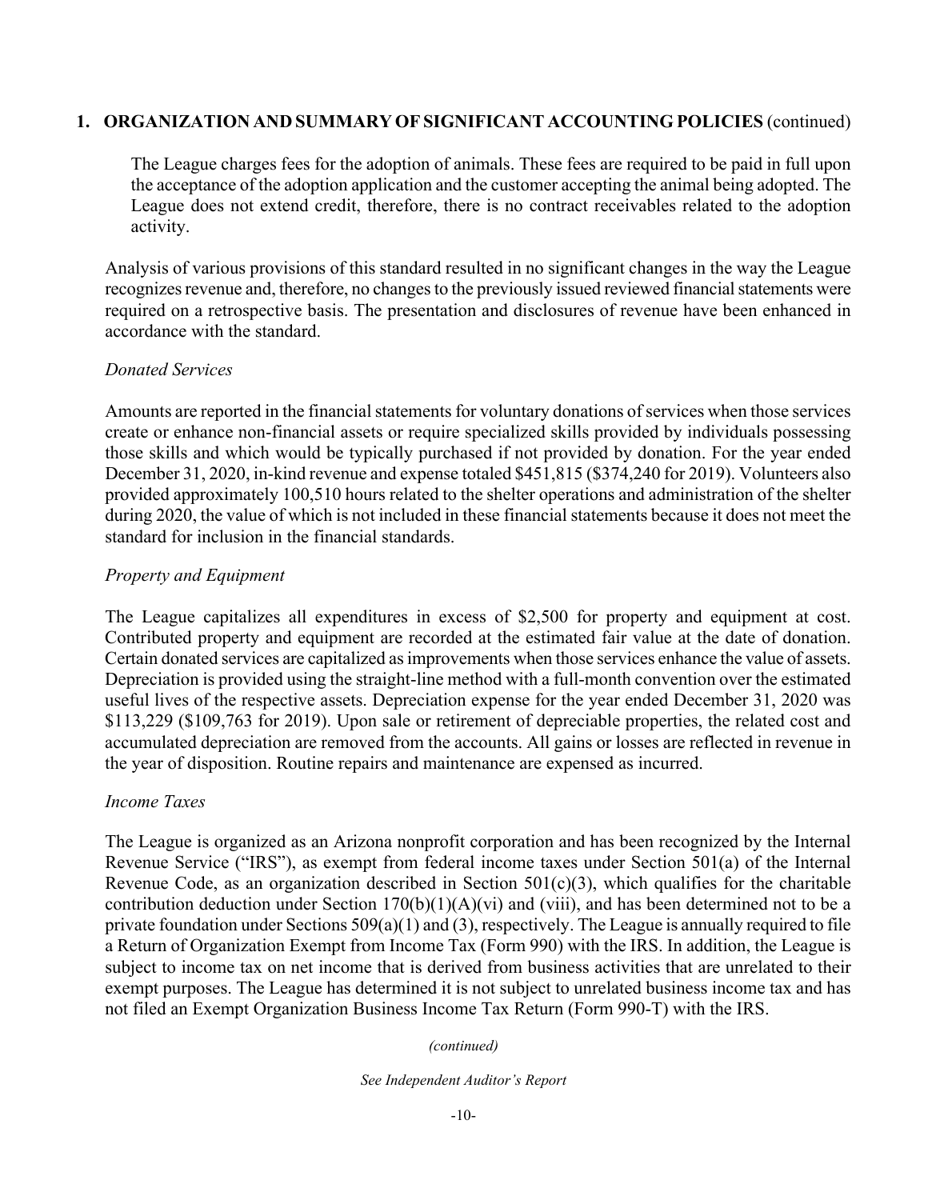## 1. ORGANIZATION AND SUMMARY OF SIGNIFICANT ACCOUNTING POLICIES (continued)

The League charges fees for the adoption of animals. These fees are required to be paid in full upon the acceptance of the adoption application and the customer accepting the animal being adopted. The League does not extend credit, therefore, there is no contract receivables related to the adoption activity.

Analysis of various provisions of this standard resulted in no significant changes in the way the League recognizes revenue and, therefore, no changes to the previously issued reviewed financial statements were required on a retrospective basis. The presentation and disclosures of revenue have been enhanced in accordance with the standard.

*Donated Services*

Amounts are reported in the financial statements for voluntary donations of services when those services create or enhance non-financial assets or require specialized skills provided by individuals possessing those skills and which would be typically purchased if not provided by donation. For the year ended December 31, 2020, in-kind revenue and expense totaled $451,815 ($374,240 for 2019). Volunteers also provided approximately 100,510 hours related to the shelter operations and administration of the shelter during 2020, the value of which is not included in these financial statements because it does not meet the standard for inclusion in the financial standards.

*Property and Equipment*

The League capitalizes all expenditures in excess of $2,500 for property and equipment at cost. Contributed property and equipment are recorded at the estimated fair value at the date of donation. Certain donated services are capitalized as improvements when those services enhance the value of assets. Depreciation is provided using the straight-line method with a full-month convention over the estimated useful lives of the respective assets. Depreciation expense for the year ended December 31, 2020 was $113,229 ($109,763 for 2019). Upon sale or retirement of depreciable properties, the related cost and accumulated depreciation are removed from the accounts. All gains or losses are reflected in revenue in the year of disposition. Routine repairs and maintenance are expensed as incurred.

*Income Taxes*

The League is organized as an Arizona nonprofit corporation and has been recognized by the Internal Revenue Service ("IRS"), as exempt from federal income taxes under Section 501(a) of the Internal Revenue Code, as an organization described in Section 501(c)(3), which qualifies for the charitable contribution deduction under Section 170(b)(1)(A)(vi) and (viii), and has been determined not to be a private foundation under Sections 509(a)(1) and (3), respectively. The League is annually required to file a Return of Organization Exempt from Income Tax (Form 990) with the IRS. In addition, the League is subject to income tax on net income that is derived from business activities that are unrelated to their exempt purposes. The League has determined it is not subject to unrelated business income tax and has not filed an Exempt Organization Business Income Tax Return (Form 990-T) with the IRS.

*(continued)*

*See Independent Auditor's Report*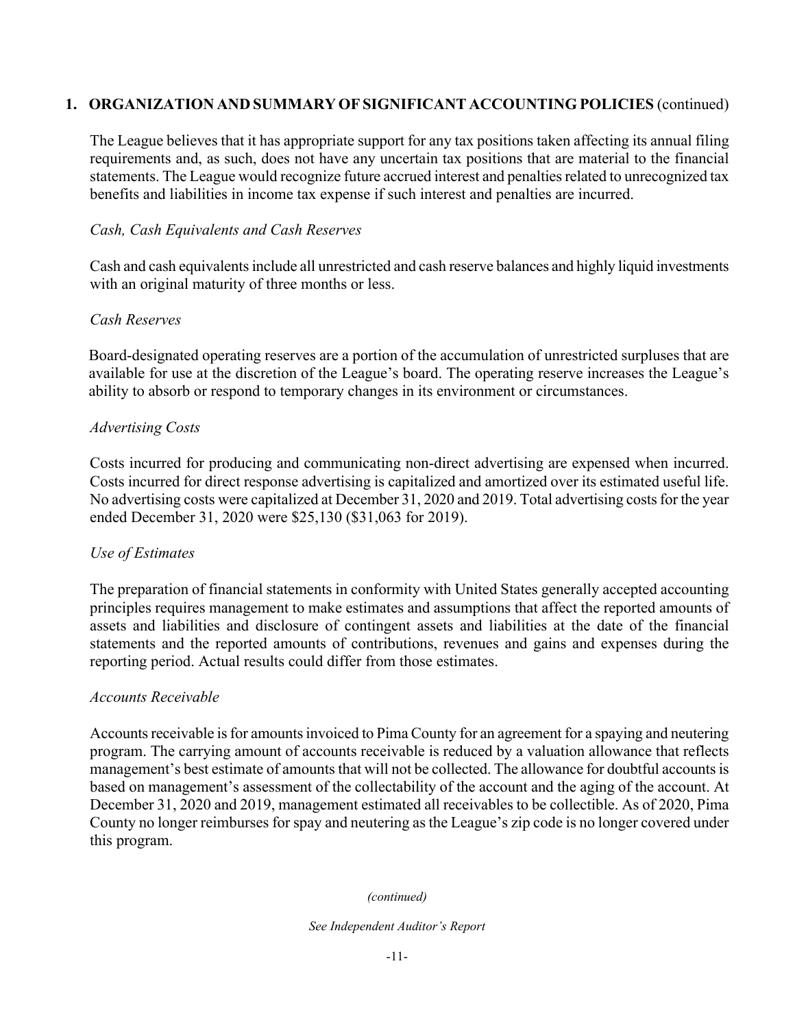## 1. ORGANIZATION AND SUMMARY OF SIGNIFICANT ACCOUNTING POLICIES (continued)

The League believes that it has appropriate support for any tax positions taken affecting its annual filing requirements and, as such, does not have any uncertain tax positions that are material to the financial statements. The League would recognize future accrued interest and penalties related to unrecognized tax benefits and liabilities in income tax expense if such interest and penalties are incurred.

*Cash, Cash Equivalents and Cash Reserves*

Cash and cash equivalents include all unrestricted and cash reserve balances and highly liquid investments with an original maturity of three months or less.

*Cash Reserves*

Board-designated operating reserves are a portion of the accumulation of unrestricted surpluses that are available for use at the discretion of the League's board. The operating reserve increases the League's ability to absorb or respond to temporary changes in its environment or circumstances.

*Advertising Costs*

Costs incurred for producing and communicating non-direct advertising are expensed when incurred. Costs incurred for direct response advertising is capitalized and amortized over its estimated useful life. No advertising costs were capitalized at December 31, 2020 and 2019. Total advertising costs for the year ended December 31, 2020 were $25,130 ($31,063 for 2019).

*Use of Estimates*

The preparation of financial statements in conformity with United States generally accepted accounting principles requires management to make estimates and assumptions that affect the reported amounts of assets and liabilities and disclosure of contingent assets and liabilities at the date of the financial statements and the reported amounts of contributions, revenues and gains and expenses during the reporting period. Actual results could differ from those estimates.

*Accounts Receivable*

Accounts receivable is for amounts invoiced to Pima County for an agreement for a spaying and neutering program. The carrying amount of accounts receivable is reduced by a valuation allowance that reflects management's best estimate of amounts that will not be collected. The allowance for doubtful accounts is based on management's assessment of the collectability of the account and the aging of the account. At December 31, 2020 and 2019, management estimated all receivables to be collectible. As of 2020, Pima County no longer reimburses for spay and neutering as the League's zip code is no longer covered under this program.

*(continued)*

*See Independent Auditor's Report*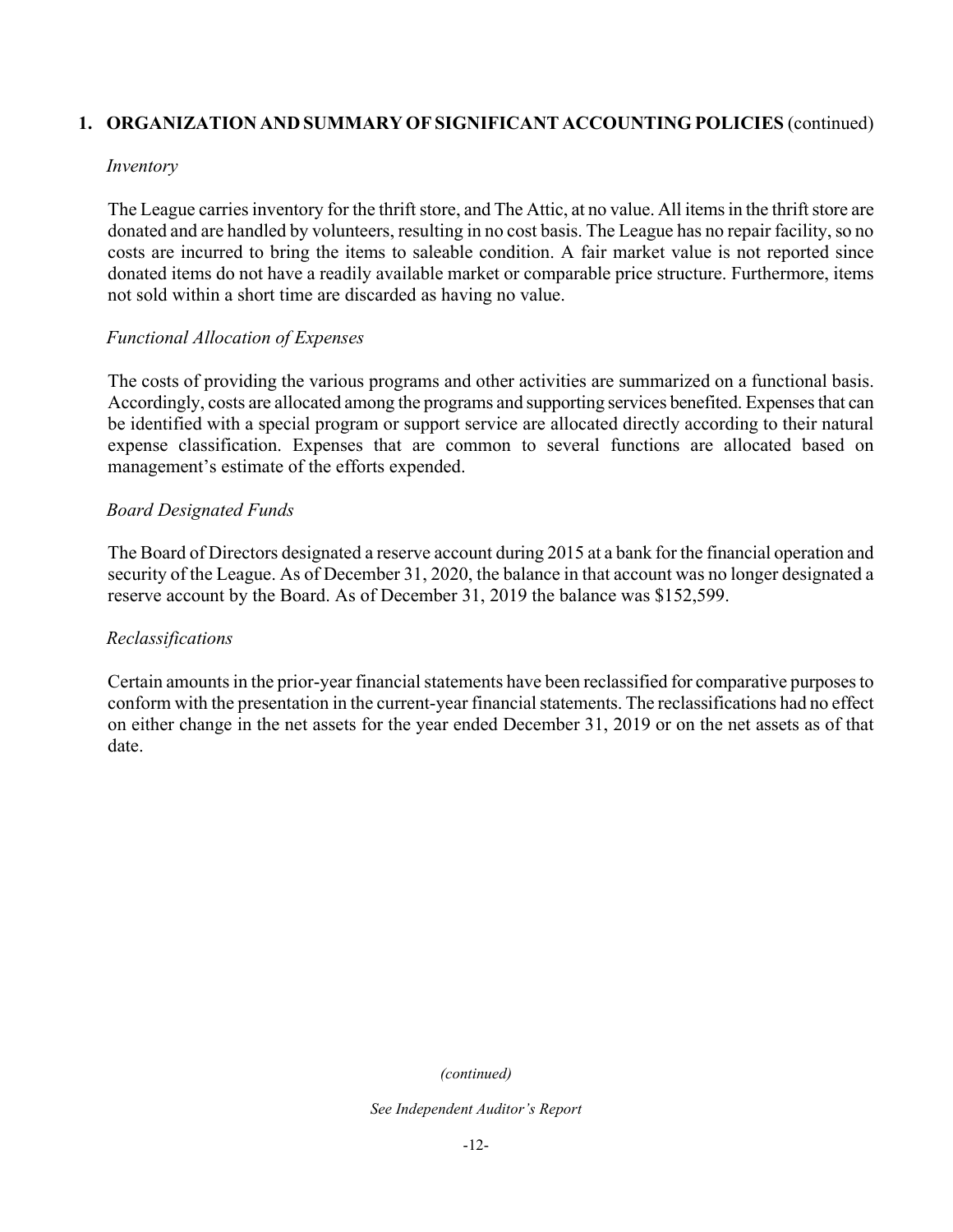## 1. ORGANIZATION AND SUMMARY OF SIGNIFICANT ACCOUNTING POLICIES (continued)

*Inventory*

The League carries inventory for the thrift store, and The Attic, at no value. All items in the thrift store are donated and are handled by volunteers, resulting in no cost basis. The League has no repair facility, so no costs are incurred to bring the items to saleable condition. A fair market value is not reported since donated items do not have a readily available market or comparable price structure. Furthermore, items not sold within a short time are discarded as having no value.

*Functional Allocation of Expenses*

The costs of providing the various programs and other activities are summarized on a functional basis. Accordingly, costs are allocated among the programs and supporting services benefited. Expenses that can be identified with a special program or support service are allocated directly according to their natural expense classification. Expenses that are common to several functions are allocated based on management's estimate of the efforts expended.

*Board Designated Funds*

The Board of Directors designated a reserve account during 2015 at a bank for the financial operation and security of the League. As of December 31, 2020, the balance in that account was no longer designated a reserve account by the Board. As of December 31, 2019 the balance was $152,599.

*Reclassifications*

Certain amounts in the prior-year financial statements have been reclassified for comparative purposes to conform with the presentation in the current-year financial statements. The reclassifications had no effect on either change in the net assets for the year ended December 31, 2019 or on the net assets as of that date.

*(continued)*

*See Independent Auditor's Report*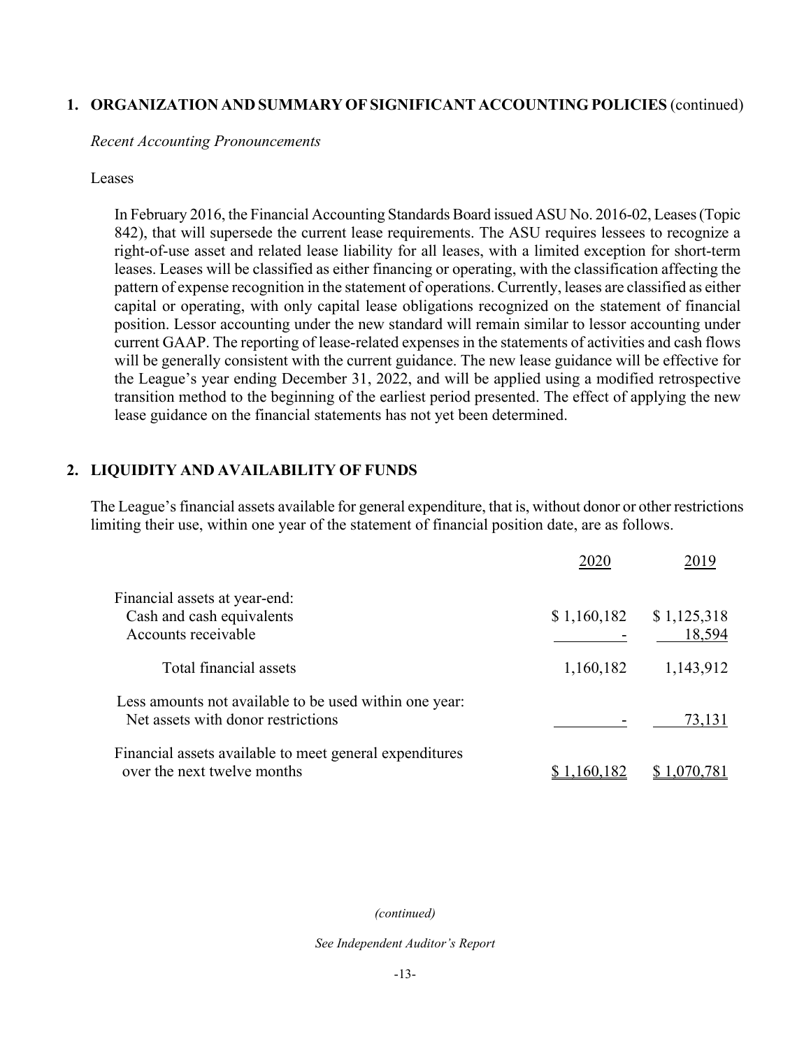## 1. ORGANIZATION AND SUMMARY OF SIGNIFICANT ACCOUNTING POLICIES (continued)

*Recent Accounting Pronouncements*

Leases

In February 2016, the Financial Accounting Standards Board issued ASU No. 2016-02, Leases (Topic 842), that will supersede the current lease requirements. The ASU requires lessees to recognize a right-of-use asset and related lease liability for all leases, with a limited exception for short-term leases. Leases will be classified as either financing or operating, with the classification affecting the pattern of expense recognition in the statement of operations. Currently, leases are classified as either capital or operating, with only capital lease obligations recognized on the statement of financial position. Lessor accounting under the new standard will remain similar to lessor accounting under current GAAP. The reporting of lease-related expenses in the statements of activities and cash flows will be generally consistent with the current guidance. The new lease guidance will be effective for the League's year ending December 31, 2022, and will be applied using a modified retrospective transition method to the beginning of the earliest period presented. The effect of applying the new lease guidance on the financial statements has not yet been determined.

## 2. LIQUIDITY AND AVAILABILITY OF FUNDS

The League's financial assets available for general expenditure, that is, without donor or other restrictions limiting their use, within one year of the statement of financial position date, are as follows.

| | 2020 | 2019 |
|---|---|---|
| Financial assets at year-end: | | |
| Cash and cash equivalents | $ 1,160,182 | $ 1,125,318 |
| Accounts receivable | - | 18,594 |
| Total financial assets | 1,160,182 | 1,143,912 |
| Less amounts not available to be used within one year: | | |
| Net assets with donor restrictions | - | 73,131 |
| Financial assets available to meet general expenditures over the next twelve months | $ 1,160,182 | $ 1,070,781 |

*(continued)*

*See Independent Auditor's Report*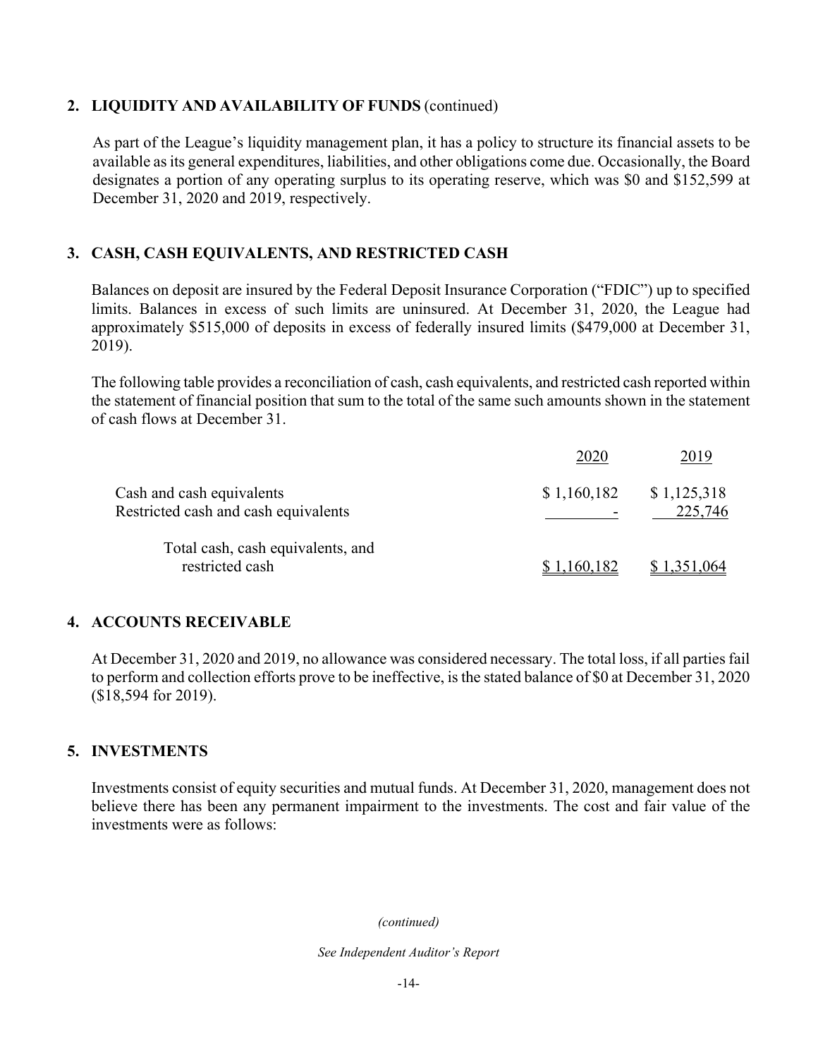## 2. LIQUIDITY AND AVAILABILITY OF FUNDS (continued)

As part of the League's liquidity management plan, it has a policy to structure its financial assets to be available as its general expenditures, liabilities, and other obligations come due. Occasionally, the Board designates a portion of any operating surplus to its operating reserve, which was $0 and $152,599 at December 31, 2020 and 2019, respectively.

## 3. CASH, CASH EQUIVALENTS, AND RESTRICTED CASH

Balances on deposit are insured by the Federal Deposit Insurance Corporation ("FDIC") up to specified limits. Balances in excess of such limits are uninsured. At December 31, 2020, the League had approximately $515,000 of deposits in excess of federally insured limits ($479,000 at December 31, 2019).

The following table provides a reconciliation of cash, cash equivalents, and restricted cash reported within the statement of financial position that sum to the total of the same such amounts shown in the statement of cash flows at December 31.

| | 2020 | 2019 |
|---|---|---|
| Cash and cash equivalents | $ 1,160,182 | $ 1,125,318 |
| Restricted cash and cash equivalents | - | 225,746 |
| Total cash, cash equivalents, and restricted cash | $ 1,160,182 | $ 1,351,064 |

## 4. ACCOUNTS RECEIVABLE

At December 31, 2020 and 2019, no allowance was considered necessary. The total loss, if all parties fail to perform and collection efforts prove to be ineffective, is the stated balance of $0 at December 31, 2020 ($18,594 for 2019).

## 5. INVESTMENTS

Investments consist of equity securities and mutual funds. At December 31, 2020, management does not believe there has been any permanent impairment to the investments. The cost and fair value of the investments were as follows:

*(continued)*

*See Independent Auditor's Report*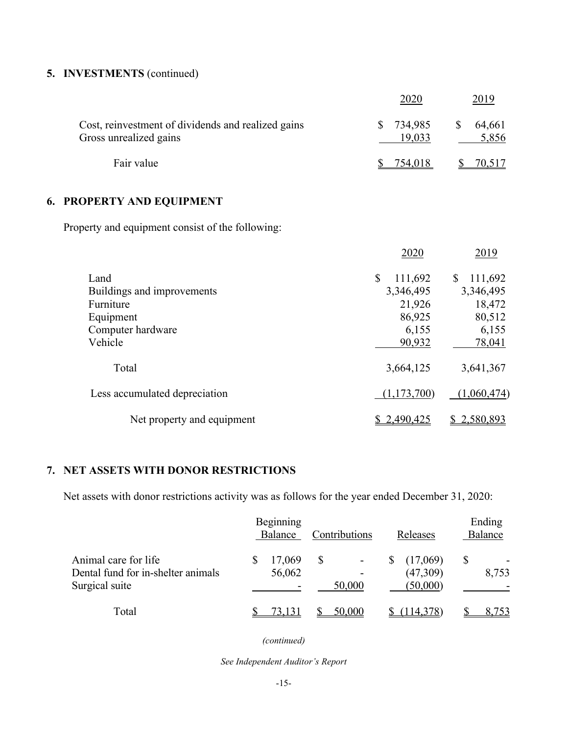## 5. INVESTMENTS (continued)

| | 2020 | 2019 |
|---|---|---|
| Cost, reinvestment of dividends and realized gains | $ 734,985 | $ 64,661 |
| Gross unrealized gains | 19,033 | 5,856 |
| Fair value | $ 754,018 | $ 70,517 |

## 6. PROPERTY AND EQUIPMENT

Property and equipment consist of the following:

| | 2020 | 2019 |
|---|---|---|
| Land | $ 111,692 | $ 111,692 |
| Buildings and improvements | 3,346,495 | 3,346,495 |
| Furniture | 21,926 | 18,472 |
| Equipment | 86,925 | 80,512 |
| Computer hardware | 6,155 | 6,155 |
| Vehicle | 90,932 | 78,041 |
| Total | 3,664,125 | 3,641,367 |
| Less accumulated depreciation | (1,173,700) | (1,060,474) |
| Net property and equipment | $ 2,490,425 | $ 2,580,893 |

## 7. NET ASSETS WITH DONOR RESTRICTIONS

Net assets with donor restrictions activity was as follows for the year ended December 31, 2020:

| | Beginning Balance | Contributions | Releases | Ending Balance |
|---|---|---|---|---|
| Animal care for life | $ 17,069 | $ - | $ (17,069) | $ - |
| Dental fund for in-shelter animals | 56,062 | - | (47,309) | 8,753 |
| Surgical suite | - | 50,000 | (50,000) | - |
| Total | $ 73,131 | $ 50,000 | $ (114,378) | $ 8,753 |

*(continued)*

*See Independent Auditor's Report*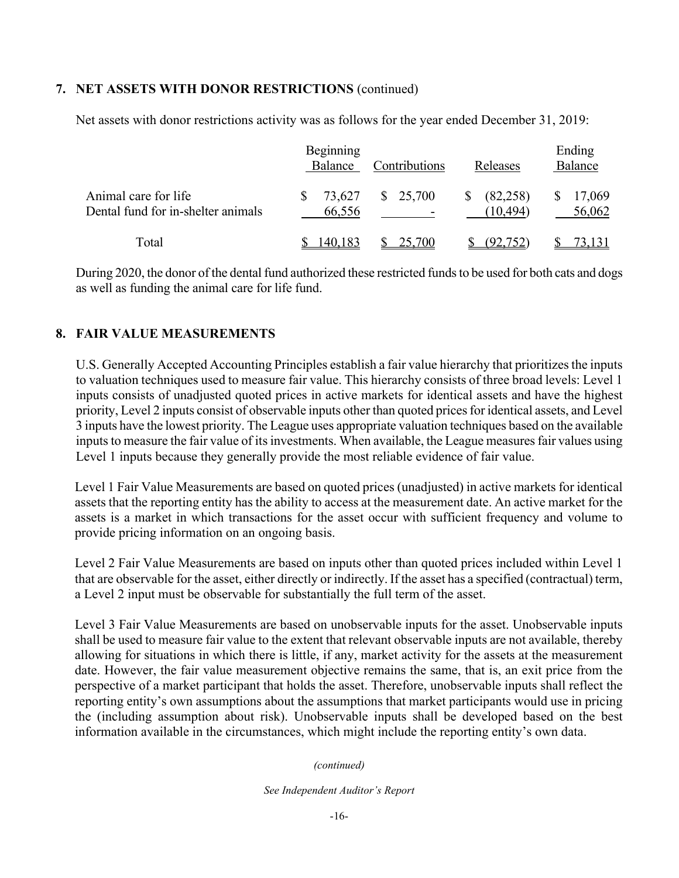## 7. NET ASSETS WITH DONOR RESTRICTIONS (continued)

Net assets with donor restrictions activity was as follows for the year ended December 31, 2019:

| | Beginning Balance | Contributions | Releases | Ending Balance |
|---|---|---|---|---|
| Animal care for life | $ 73,627 | $ 25,700 | $ (82,258) | $ 17,069 |
| Dental fund for in-shelter animals | 66,556 | - | (10,494) | 56,062 |
| Total | $ 140,183 | $ 25,700 | $ (92,752) | $ 73,131 |

During 2020, the donor of the dental fund authorized these restricted funds to be used for both cats and dogs as well as funding the animal care for life fund.

## 8. FAIR VALUE MEASUREMENTS

U.S. Generally Accepted Accounting Principles establish a fair value hierarchy that prioritizes the inputs to valuation techniques used to measure fair value. This hierarchy consists of three broad levels: Level 1 inputs consists of unadjusted quoted prices in active markets for identical assets and have the highest priority, Level 2 inputs consist of observable inputs other than quoted prices for identical assets, and Level 3 inputs have the lowest priority. The League uses appropriate valuation techniques based on the available inputs to measure the fair value of its investments. When available, the League measures fair values using Level 1 inputs because they generally provide the most reliable evidence of fair value.

Level 1 Fair Value Measurements are based on quoted prices (unadjusted) in active markets for identical assets that the reporting entity has the ability to access at the measurement date. An active market for the assets is a market in which transactions for the asset occur with sufficient frequency and volume to provide pricing information on an ongoing basis.

Level 2 Fair Value Measurements are based on inputs other than quoted prices included within Level 1 that are observable for the asset, either directly or indirectly. If the asset has a specified (contractual) term, a Level 2 input must be observable for substantially the full term of the asset.

Level 3 Fair Value Measurements are based on unobservable inputs for the asset. Unobservable inputs shall be used to measure fair value to the extent that relevant observable inputs are not available, thereby allowing for situations in which there is little, if any, market activity for the assets at the measurement date. However, the fair value measurement objective remains the same, that is, an exit price from the perspective of a market participant that holds the asset. Therefore, unobservable inputs shall reflect the reporting entity's own assumptions about the assumptions that market participants would use in pricing the (including assumption about risk). Unobservable inputs shall be developed based on the best information available in the circumstances, which might include the reporting entity's own data.

*(continued)*

*See Independent Auditor's Report*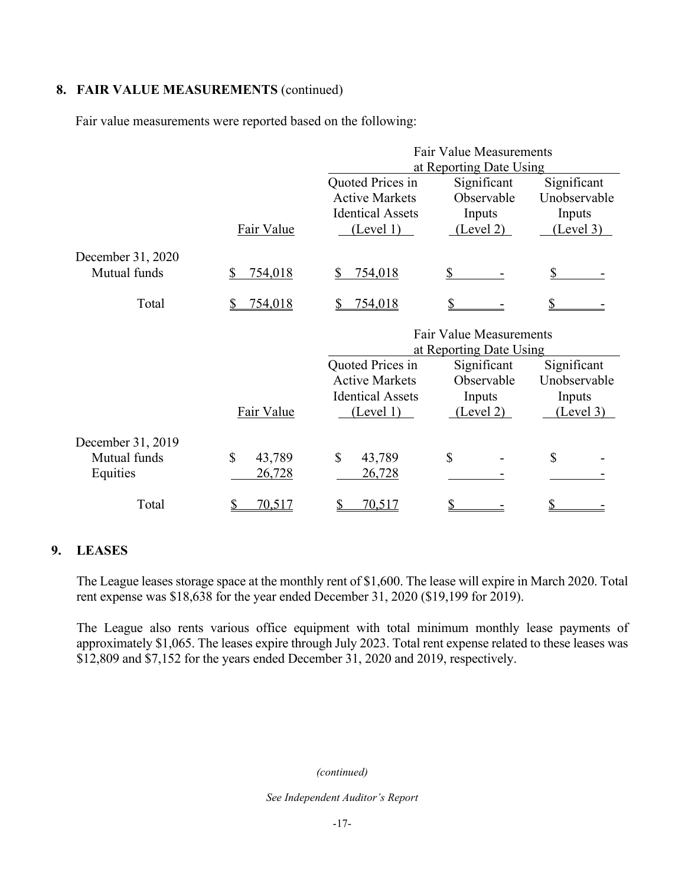## 8. FAIR VALUE MEASUREMENTS (continued)

Fair value measurements were reported based on the following:

| | Fair Value | Fair Value Measurements at Reporting Date Using | | |
|---|---|---|---|---|
| | | Quoted Prices in Active Markets Identical Assets (Level 1) | Significant Observable Inputs (Level 2) | Significant Unobservable Inputs (Level 3) |
| December 31, 2020 | | | | |
| Mutual funds | $ 754,018 | $ 754,018 | $ - | $ - |
| Total | $ 754,018 | $ 754,018 | $ - | $ - |

| | Fair Value | Fair Value Measurements at Reporting Date Using | | |
|---|---|---|---|---|
| | | Quoted Prices in Active Markets Identical Assets (Level 1) | Significant Observable Inputs (Level 2) | Significant Unobservable Inputs (Level 3) |
| December 31, 2019 | | | | |
| Mutual funds | $ 43,789 | $ 43,789 | $ - | $ - |
| Equities | 26,728 | 26,728 | - | - |
| Total | $ 70,517 | $ 70,517 | $ - | $ - |

## 9. LEASES

The League leases storage space at the monthly rent of $1,600. The lease will expire in March 2020. Total rent expense was $18,638 for the year ended December 31, 2020 ($19,199 for 2019).

The League also rents various office equipment with total minimum monthly lease payments of approximately $1,065. The leases expire through July 2023. Total rent expense related to these leases was $12,809 and $7,152 for the years ended December 31, 2020 and 2019, respectively.

*(continued)*

*See Independent Auditor's Report*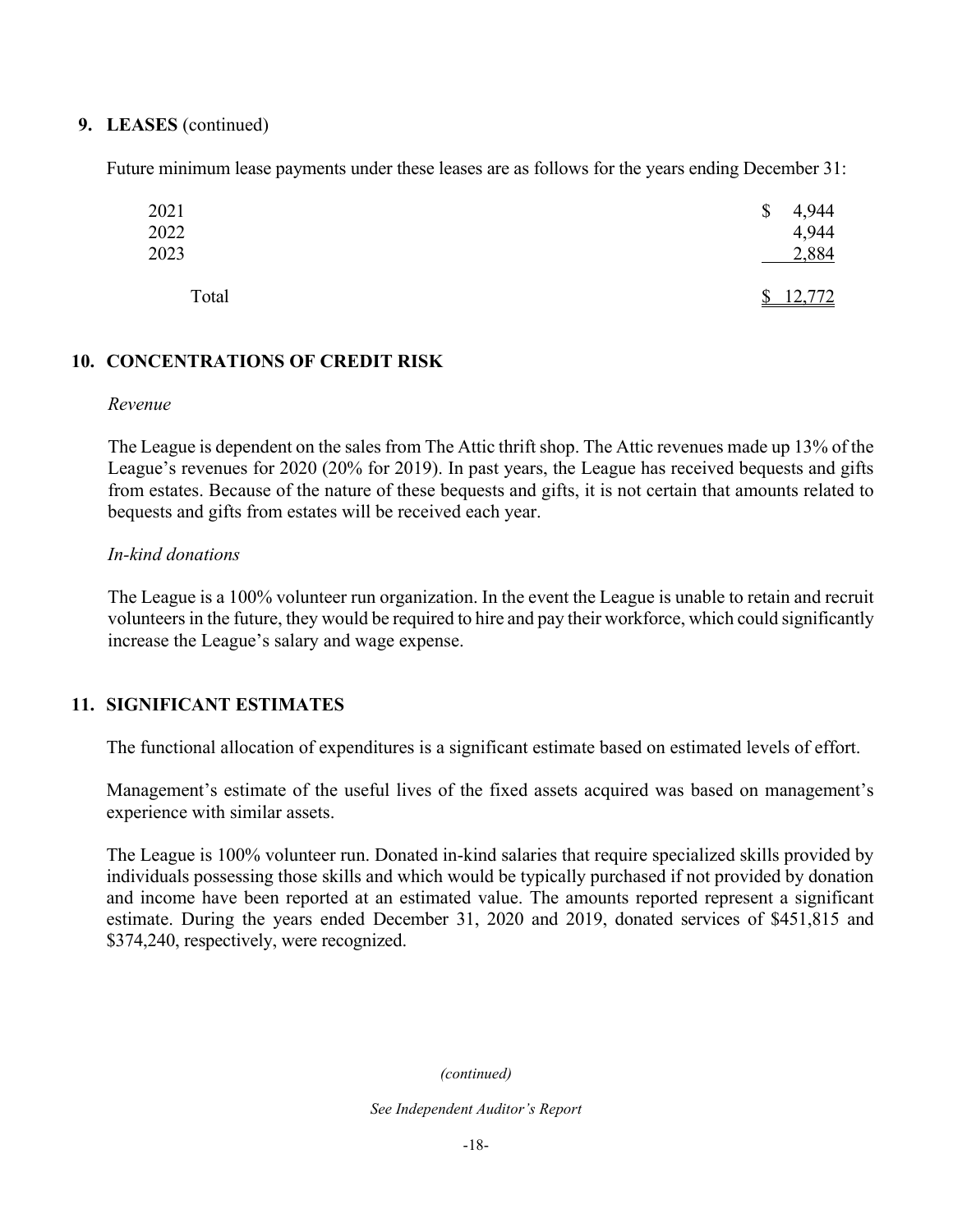## 9. LEASES (continued)

Future minimum lease payments under these leases are as follows for the years ending December 31:

| | |
|---|---|
| 2021 | $ 4,944 |
| 2022 | 4,944 |
| 2023 | 2,884 |
| Total | $ 12,772 |

## 10. CONCENTRATIONS OF CREDIT RISK

*Revenue*

The League is dependent on the sales from The Attic thrift shop. The Attic revenues made up 13% of the League's revenues for 2020 (20% for 2019). In past years, the League has received bequests and gifts from estates. Because of the nature of these bequests and gifts, it is not certain that amounts related to bequests and gifts from estates will be received each year.

*In-kind donations*

The League is a 100% volunteer run organization. In the event the League is unable to retain and recruit volunteers in the future, they would be required to hire and pay their workforce, which could significantly increase the League's salary and wage expense.

## 11. SIGNIFICANT ESTIMATES

The functional allocation of expenditures is a significant estimate based on estimated levels of effort.

Management's estimate of the useful lives of the fixed assets acquired was based on management's experience with similar assets.

The League is 100% volunteer run. Donated in-kind salaries that require specialized skills provided by individuals possessing those skills and which would be typically purchased if not provided by donation and income have been reported at an estimated value. The amounts reported represent a significant estimate. During the years ended December 31, 2020 and 2019, donated services of $451,815 and $374,240, respectively, were recognized.

*(continued)*

*See Independent Auditor's Report*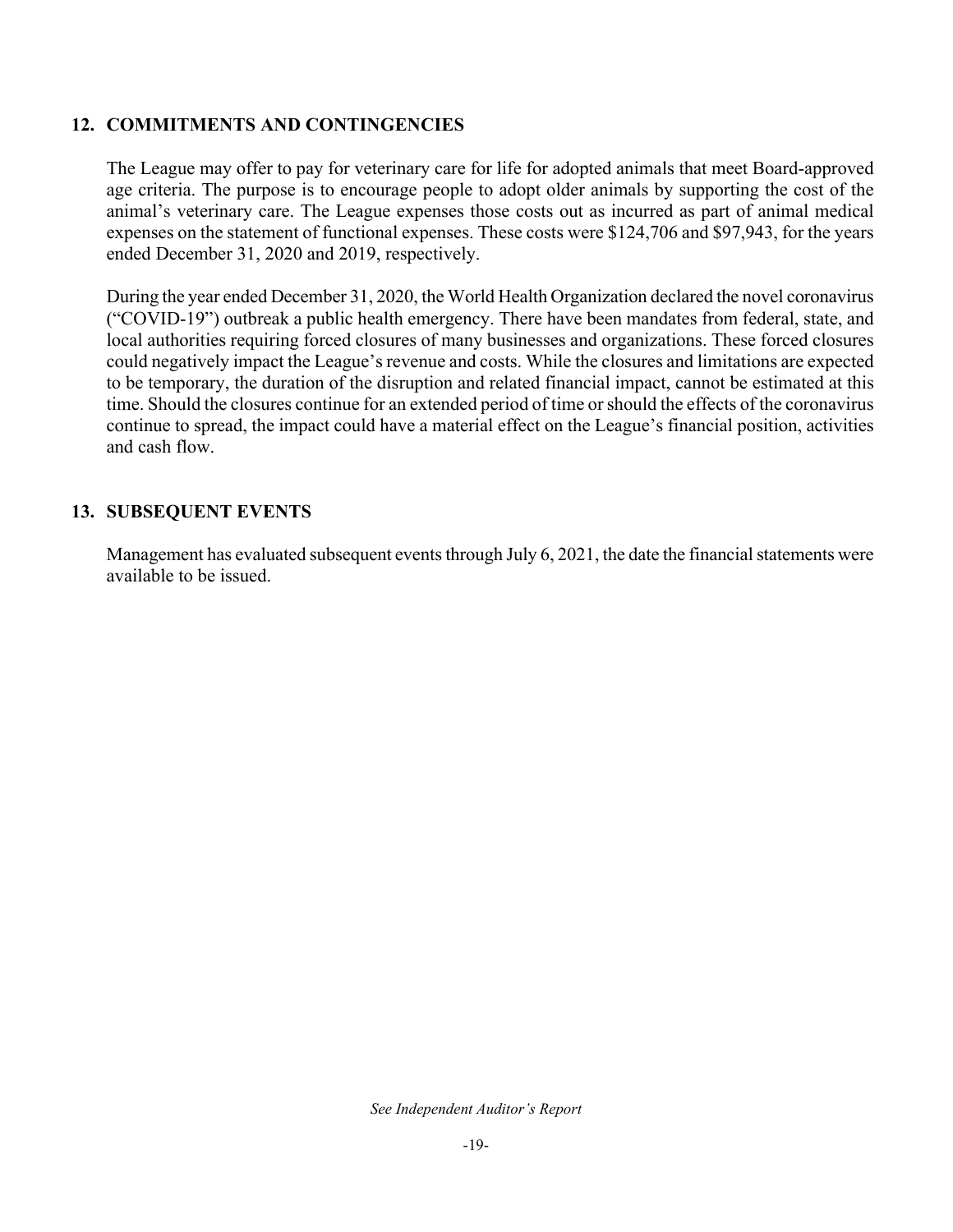## 12. COMMITMENTS AND CONTINGENCIES

The League may offer to pay for veterinary care for life for adopted animals that meet Board-approved age criteria. The purpose is to encourage people to adopt older animals by supporting the cost of the animal's veterinary care. The League expenses those costs out as incurred as part of animal medical expenses on the statement of functional expenses. These costs were $124,706 and $97,943, for the years ended December 31, 2020 and 2019, respectively.

During the year ended December 31, 2020, the World Health Organization declared the novel coronavirus ("COVID-19") outbreak a public health emergency. There have been mandates from federal, state, and local authorities requiring forced closures of many businesses and organizations. These forced closures could negatively impact the League's revenue and costs. While the closures and limitations are expected to be temporary, the duration of the disruption and related financial impact, cannot be estimated at this time. Should the closures continue for an extended period of time or should the effects of the coronavirus continue to spread, the impact could have a material effect on the League's financial position, activities and cash flow.

## 13. SUBSEQUENT EVENTS

Management has evaluated subsequent events through July 6, 2021, the date the financial statements were available to be issued.

*See Independent Auditor's Report*